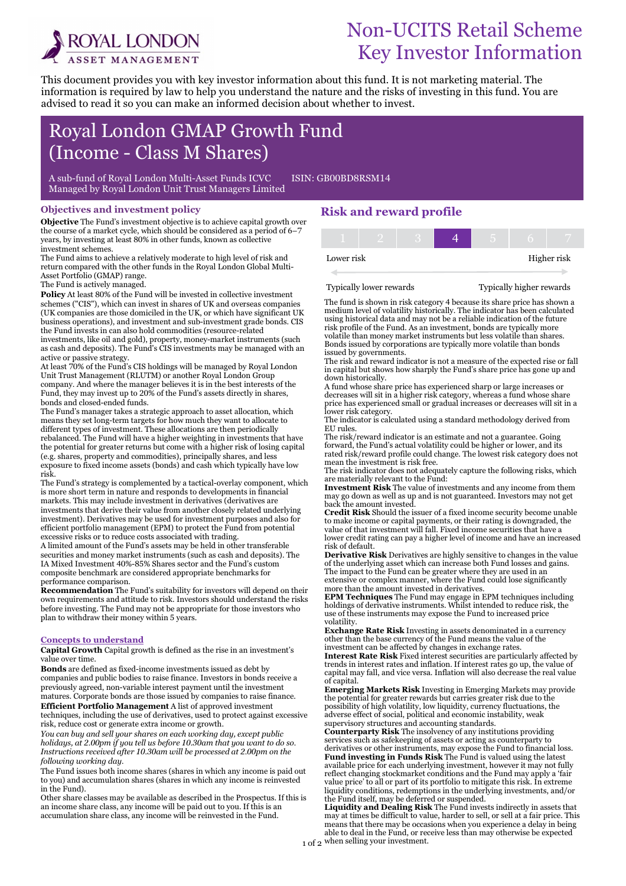# Non-UCITS Retail Scheme Key Investor Information

This document provides you with key investor information about this fund. It is not marketing material. The information is required by law to help you understand the nature and the risks of investing in this fund. You are advised to read it so you can make an informed decision about whether to invest.

## Royal London GMAP Growth Fund (Income - Class M Shares)

A sub-fund of Royal London Multi-Asset Funds ICVC ISIN: GB00BD8RSM14
Managed by Royal London Unit Trust Managers Limited

### Objectives and investment policy

**Objective** The Fund's investment objective is to achieve capital growth over the course of a market cycle, which should be considered as a period of 6–7 years, by investing at least 80% in other funds, known as collective investment schemes.

The Fund aims to achieve a relatively moderate to high level of risk and return compared with the other funds in the Royal London Global Multi-Asset Portfolio (GMAP) range.

The Fund is actively managed.

**Policy** At least 80% of the Fund will be invested in collective investment schemes ("CIS"), which can invest in shares of UK and overseas companies (UK companies are those domiciled in the UK, or which have significant UK business operations), and investment and sub-investment grade bonds. CIS the Fund invests in can also hold commodities (resource-related investments, like oil and gold), property, money-market instruments (such as cash and deposits). The Fund's CIS investments may be managed with an active or passive strategy.

At least 70% of the Fund's CIS holdings will be managed by Royal London Unit Trust Management (RLUTM) or another Royal London Group company. And where the manager believes it is in the best interests of the Fund, they may invest up to 20% of the Fund's assets directly in shares, bonds and closed-ended funds.

The Fund's manager takes a strategic approach to asset allocation, which means they set long-term targets for how much they want to allocate to different types of investment. These allocations are then periodically rebalanced. The Fund will have a higher weighting in investments that have the potential for greater returns but come with a higher risk of losing capital (e.g. shares, property and commodities), principally shares, and less exposure to fixed income assets (bonds) and cash which typically have low risk.

The Fund's strategy is complemented by a tactical-overlay component, which is more short term in nature and responds to developments in financial markets. This may include investment in derivatives (derivatives are investments that derive their value from another closely related underlying investment). Derivatives may be used for investment purposes and also for efficient portfolio management (EPM) to protect the Fund from potential excessive risks or to reduce costs associated with trading.

A limited amount of the Fund's assets may be held in other transferable securities and money market instruments (such as cash and deposits). The IA Mixed Investment 40%-85% Shares sector and the Fund's custom composite benchmark are considered appropriate benchmarks for performance comparison.

**Recommendation** The Fund's suitability for investors will depend on their own requirements and attitude to risk. Investors should understand the risks before investing. The Fund may not be appropriate for those investors who plan to withdraw their money within 5 years.

#### Concepts to understand

**Capital Growth** Capital growth is defined as the rise in an investment's value over time.

**Bonds** are defined as fixed-income investments issued as debt by companies and public bodies to raise finance. Investors in bonds receive a previously agreed, non-variable interest payment until the investment matures. Corporate bonds are those issued by companies to raise finance.

**Efficient Portfolio Management** A list of approved investment techniques, including the use of derivatives, used to protect against excessive risk, reduce cost or generate extra income or growth.

*You can buy and sell your shares on each working day, except public holidays, at 2.00pm if you tell us before 10.30am that you want to do so. Instructions received after 10.30am will be processed at 2.00pm on the following working day.*

The Fund issues both income shares (shares in which any income is paid out to you) and accumulation shares (shares in which any income is reinvested in the Fund).

Other share classes may be available as described in the Prospectus. If this is an income share class, any income will be paid out to you. If this is an accumulation share class, any income will be reinvested in the Fund.

### Risk and reward profile

| 1 | 2 | 3 | **4** | 5 | 6 | 7 |
|---|---|---|---|---|---|---|

Lower risk — Higher risk

Typically lower rewards — Typically higher rewards

The fund is shown in risk category 4 because its share price has shown a medium level of volatility historically. The indicator has been calculated using historical data and may not be a reliable indication of the future risk profile of the Fund. As an investment, bonds are typically more volatile than money market instruments but less volatile than shares. Bonds issued by corporations are typically more volatile than bonds issued by governments.

The risk and reward indicator is not a measure of the expected rise or fall in capital but shows how sharply the Fund's share price has gone up and down historically.

A fund whose share price has experienced sharp or large increases or decreases will sit in a higher risk category, whereas a fund whose share price has experienced small or gradual increases or decreases will sit in a lower risk category.

The indicator is calculated using a standard methodology derived from EU rules.

The risk/reward indicator is an estimate and not a guarantee. Going forward, the Fund's actual volatility could be higher or lower, and its rated risk/reward profile could change. The lowest risk category does not mean the investment is risk free.

The risk indicator does not adequately capture the following risks, which are materially relevant to the Fund:

**Investment Risk** The value of investments and any income from them may go down as well as up and is not guaranteed. Investors may not get back the amount invested.

**Credit Risk** Should the issuer of a fixed income security become unable to make income or capital payments, or their rating is downgraded, the value of that investment will fall. Fixed income securities that have a lower credit rating can pay a higher level of income and have an increased risk of default.

**Derivative Risk** Derivatives are highly sensitive to changes in the value of the underlying asset which can increase both Fund losses and gains. The impact to the Fund can be greater where they are used in an extensive or complex manner, where the Fund could lose significantly more than the amount invested in derivatives.

**EPM Techniques** The Fund may engage in EPM techniques including holdings of derivative instruments. Whilst intended to reduce risk, the use of these instruments may expose the Fund to increased price volatility.

**Exchange Rate Risk** Investing in assets denominated in a currency other than the base currency of the Fund means the value of the investment can be affected by changes in exchange rates.

**Interest Rate Risk** Fixed interest securities are particularly affected by trends in interest rates and inflation. If interest rates go up, the value of capital may fall, and vice versa. Inflation will also decrease the real value of capital.

**Emerging Markets Risk** Investing in Emerging Markets may provide the potential for greater rewards but carries greater risk due to the possibility of high volatility, low liquidity, currency fluctuations, the adverse effect of social, political and economic instability, weak supervisory structures and accounting standards.

**Counterparty Risk** The insolvency of any institutions providing services such as safekeeping of assets or acting as counterparty to derivatives or other instruments, may expose the Fund to financial loss.

**Fund investing in Funds Risk** The Fund is valued using the latest available price for each underlying investment, however it may not fully reflect changing stockmarket conditions and the Fund may apply a 'fair value price' to all or part of its portfolio to mitigate this risk. In extreme liquidity conditions, redemptions in the underlying investments, and/or the Fund itself, may be deferred or suspended.

**Liquidity and Dealing Risk** The Fund invests indirectly in assets that may at times be difficult to value, harder to sell, or sell at a fair price. This means that there may be occasions when you experience a delay in being able to deal in the Fund, or receive less than may otherwise be expected when selling your investment.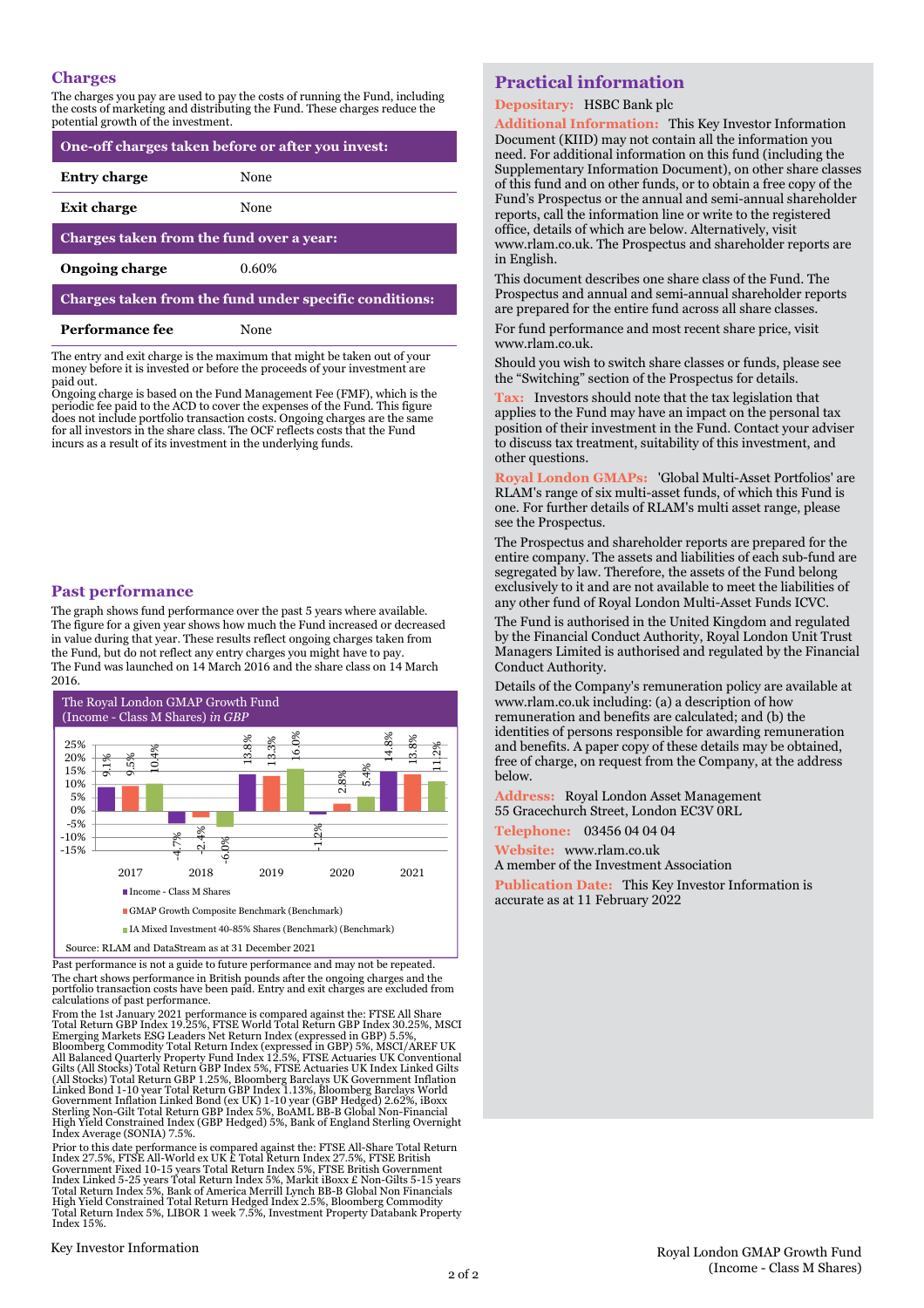## Charges

The charges you pay are used to pay the costs of running the Fund, including the costs of marketing and distributing the Fund. These charges reduce the potential growth of the investment.

| One-off charges taken before or after you invest: | |
|---|---|
| **Entry charge** | None |
| **Exit charge** | None |
| **Charges taken from the fund over a year:** | |
| **Ongoing charge** | 0.60% |
| **Charges taken from the fund under specific conditions:** | |
| **Performance fee** | None |

The entry and exit charge is the maximum that might be taken out of your money before it is invested or before the proceeds of your investment are paid out.
Ongoing charge is based on the Fund Management Fee (FMF), which is the periodic fee paid to the ACD to cover the expenses of the Fund. This figure does not include portfolio transaction costs. Ongoing charges are the same for all investors in the share class. The OCF reflects costs that the Fund incurs as a result of its investment in the underlying funds.

## Past performance

The graph shows fund performance over the past 5 years where available. The figure for a given year shows how much the Fund increased or decreased in value during that year. These results reflect ongoing charges taken from the Fund, but do not reflect any entry charges you might have to pay.
The Fund was launched on 14 March 2016 and the share class on 14 March 2016.

The Royal London GMAP Growth Fund
(Income - Class M Shares) *in GBP*

25%
20%
15%
10%
5%
0%
-5%
-10%
-15%

9.1% 9.5% 10.4%
-4.7% -2.4% -6.0%
13.8% 13.3% 16.0%
-1.2% 2.8% 5.4%
14.8% 13.8% 11.2%

2017 2018 2019 2020 2021

Income - Class M Shares
GMAP Growth Composite Benchmark (Benchmark)
IA Mixed Investment 40-85% Shares (Benchmark) (Benchmark)

Source: RLAM and DataStream as at 31 December 2021

Past performance is not a guide to future performance and may not be repeated.
The chart shows performance in British pounds after the ongoing charges and the portfolio transaction costs have been paid. Entry and exit charges are excluded from calculations of past performance.

From the 1st January 2021 performance is compared against the: FTSE All Share Total Return GBP Index 19.25%, FTSE World Total Return GBP Index 30.25%, MSCI Emerging Markets ESG Leaders Net Return Index (expressed in GBP) 5.5%, Bloomberg Commodity Total Return Index (expressed in GBP) 5%, MSCI/AREF UK All Balanced Quarterly Property Fund Index 12.5%, FTSE Actuaries UK Conventional Gilts (All Stocks) Total Return GBP Index 5%, FTSE Actuaries UK Index Linked Gilts (All Stocks) Total Return GBP 1.25%, Bloomberg Barclays UK Government Inflation Linked Bond 1-10 year Total Return GBP Index 1.13%, Bloomberg Barclays World Government Inflation Linked Bond (ex UK) 1-10 year (GBP Hedged) 2.62%, iBoxx Sterling Non-Gilt Total Return GBP Index 5%, BoAML BB-B Global Non-Financial High Yield Constrained Index (GBP Hedged) 5%, Bank of England Sterling Overnight Index Average (SONIA) 7.5%.

Prior to this date performance is compared against the: FTSE All-Share Total Return Index 27.5%, FTSE All-World ex UK £ Total Return Index 27.5%, FTSE British Government Fixed 10-15 years Total Return Index 5%, FTSE British Government Index Linked 5-25 years Total Return Index 5%, Markit iBoxx £ Non-Gilts 5-15 years Total Return Index 5%, Bank of America Merrill Lynch BB-B Global Non Financials High Yield Constrained Total Return Hedged Index 2.5%, Bloomberg Commodity Total Return Index 5%, LIBOR 1 week 7.5%, Investment Property Databank Property Index 15%.

## Practical information

**Depositary:** HSBC Bank plc

**Additional Information:** This Key Investor Information Document (KIID) may not contain all the information you need. For additional information on this fund (including the Supplementary Information Document), on other share classes of this fund and on other funds, or to obtain a free copy of the Fund's Prospectus or the annual and semi-annual shareholder reports, call the information line or write to the registered office, details of which are below. Alternatively, visit www.rlam.co.uk. The Prospectus and shareholder reports are in English.

This document describes one share class of the Fund. The Prospectus and annual and semi-annual shareholder reports are prepared for the entire fund across all share classes.

For fund performance and most recent share price, visit www.rlam.co.uk.

Should you wish to switch share classes or funds, please see the "Switching" section of the Prospectus for details.

**Tax:** Investors should note that the tax legislation that applies to the Fund may have an impact on the personal tax position of their investment in the Fund. Contact your adviser to discuss tax treatment, suitability of this investment, and other questions.

**Royal London GMAPs:** 'Global Multi-Asset Portfolios' are RLAM's range of six multi-asset funds, of which this Fund is one. For further details of RLAM's multi asset range, please see the Prospectus.

The Prospectus and shareholder reports are prepared for the entire company. The assets and liabilities of each sub-fund are segregated by law. Therefore, the assets of the Fund belong exclusively to it and are not available to meet the liabilities of any other fund of Royal London Multi-Asset Funds ICVC.

The Fund is authorised in the United Kingdom and regulated by the Financial Conduct Authority, Royal London Unit Trust Managers Limited is authorised and regulated by the Financial Conduct Authority.

Details of the Company's remuneration policy are available at www.rlam.co.uk including: (a) a description of how remuneration and benefits are calculated; and (b) the identities of persons responsible for awarding remuneration and benefits. A paper copy of these details may be obtained, free of charge, on request from the Company, at the address below.

**Address:** Royal London Asset Management
55 Gracechurch Street, London EC3V 0RL

**Telephone:** 03456 04 04 04

**Website:** www.rlam.co.uk
A member of the Investment Association

**Publication Date:** This Key Investor Information is accurate as at 11 February 2022